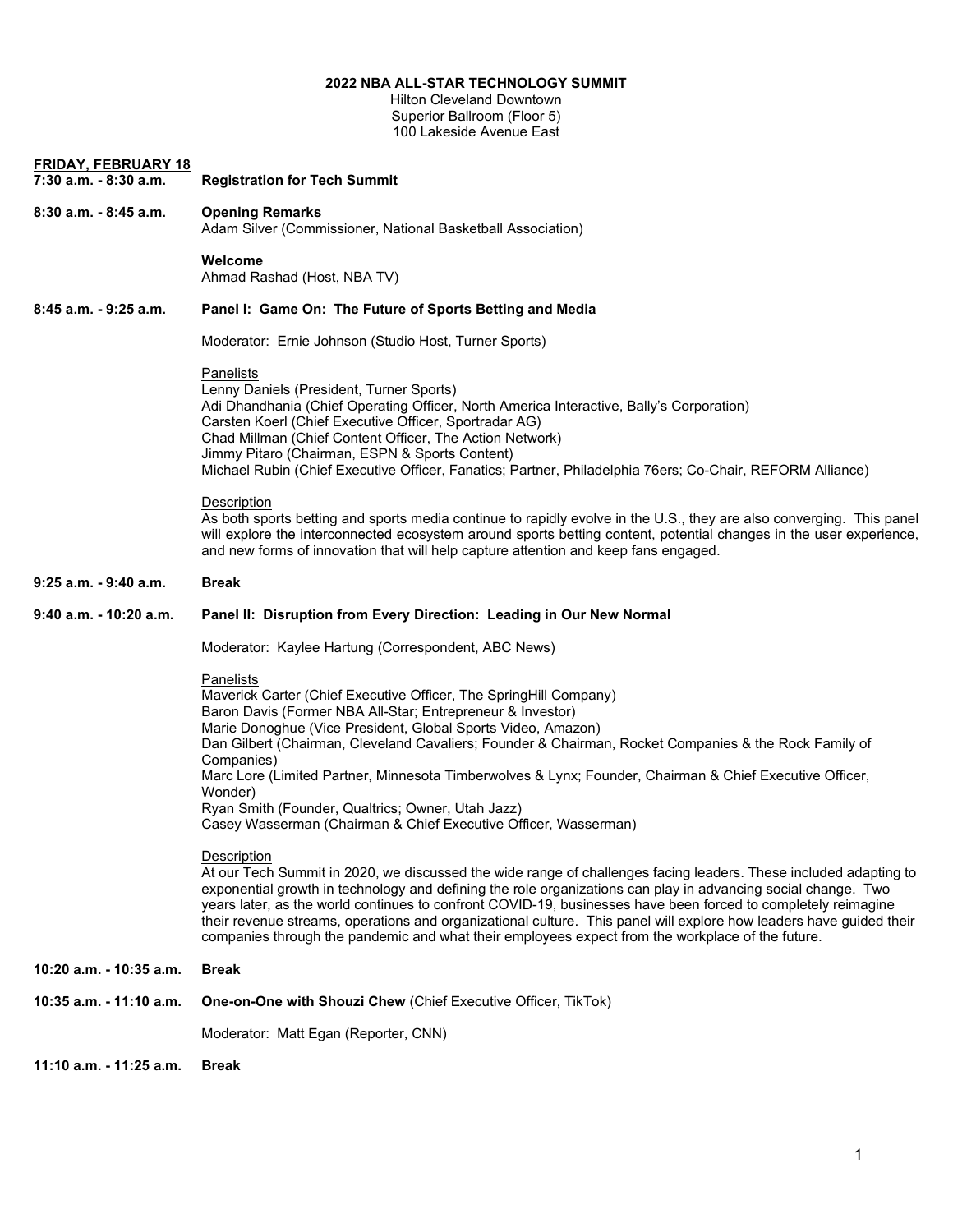# 2022 NBA ALL-STAR TECHNOLOGY SUMMIT

Hilton Cleveland Downtown
Superior Ballroom (Floor 5)
100 Lakeside Avenue East

## FRIDAY, FEBRUARY 18

**7:30 a.m. - 8:30 a.m.** **Registration for Tech Summit**

**8:30 a.m. - 8:45 a.m.** **Opening Remarks**
Adam Silver (Commissioner, National Basketball Association)

**Welcome**
Ahmad Rashad (Host, NBA TV)

**8:45 a.m. - 9:25 a.m.** **Panel I: Game On: The Future of Sports Betting and Media**

Moderator: Ernie Johnson (Studio Host, Turner Sports)

Panelists
Lenny Daniels (President, Turner Sports)
Adi Dhandhania (Chief Operating Officer, North America Interactive, Bally's Corporation)
Carsten Koerl (Chief Executive Officer, Sportradar AG)
Chad Millman (Chief Content Officer, The Action Network)
Jimmy Pitaro (Chairman, ESPN & Sports Content)
Michael Rubin (Chief Executive Officer, Fanatics; Partner, Philadelphia 76ers; Co-Chair, REFORM Alliance)

Description
As both sports betting and sports media continue to rapidly evolve in the U.S., they are also converging. This panel will explore the interconnected ecosystem around sports betting content, potential changes in the user experience, and new forms of innovation that will help capture attention and keep fans engaged.

**9:25 a.m. - 9:40 a.m.** **Break**

**9:40 a.m. - 10:20 a.m.** **Panel II: Disruption from Every Direction: Leading in Our New Normal**

Moderator: Kaylee Hartung (Correspondent, ABC News)

Panelists
Maverick Carter (Chief Executive Officer, The SpringHill Company)
Baron Davis (Former NBA All-Star; Entrepreneur & Investor)
Marie Donoghue (Vice President, Global Sports Video, Amazon)
Dan Gilbert (Chairman, Cleveland Cavaliers; Founder & Chairman, Rocket Companies & the Rock Family of Companies)
Marc Lore (Limited Partner, Minnesota Timberwolves & Lynx; Founder, Chairman & Chief Executive Officer, Wonder)
Ryan Smith (Founder, Qualtrics; Owner, Utah Jazz)
Casey Wasserman (Chairman & Chief Executive Officer, Wasserman)

Description
At our Tech Summit in 2020, we discussed the wide range of challenges facing leaders. These included adapting to exponential growth in technology and defining the role organizations can play in advancing social change. Two years later, as the world continues to confront COVID-19, businesses have been forced to completely reimagine their revenue streams, operations and organizational culture. This panel will explore how leaders have guided their companies through the pandemic and what their employees expect from the workplace of the future.

**10:20 a.m. - 10:35 a.m.** **Break**

**10:35 a.m. - 11:10 a.m.** **One-on-One with Shouzi Chew** (Chief Executive Officer, TikTok)

Moderator: Matt Egan (Reporter, CNN)

**11:10 a.m. - 11:25 a.m.** **Break**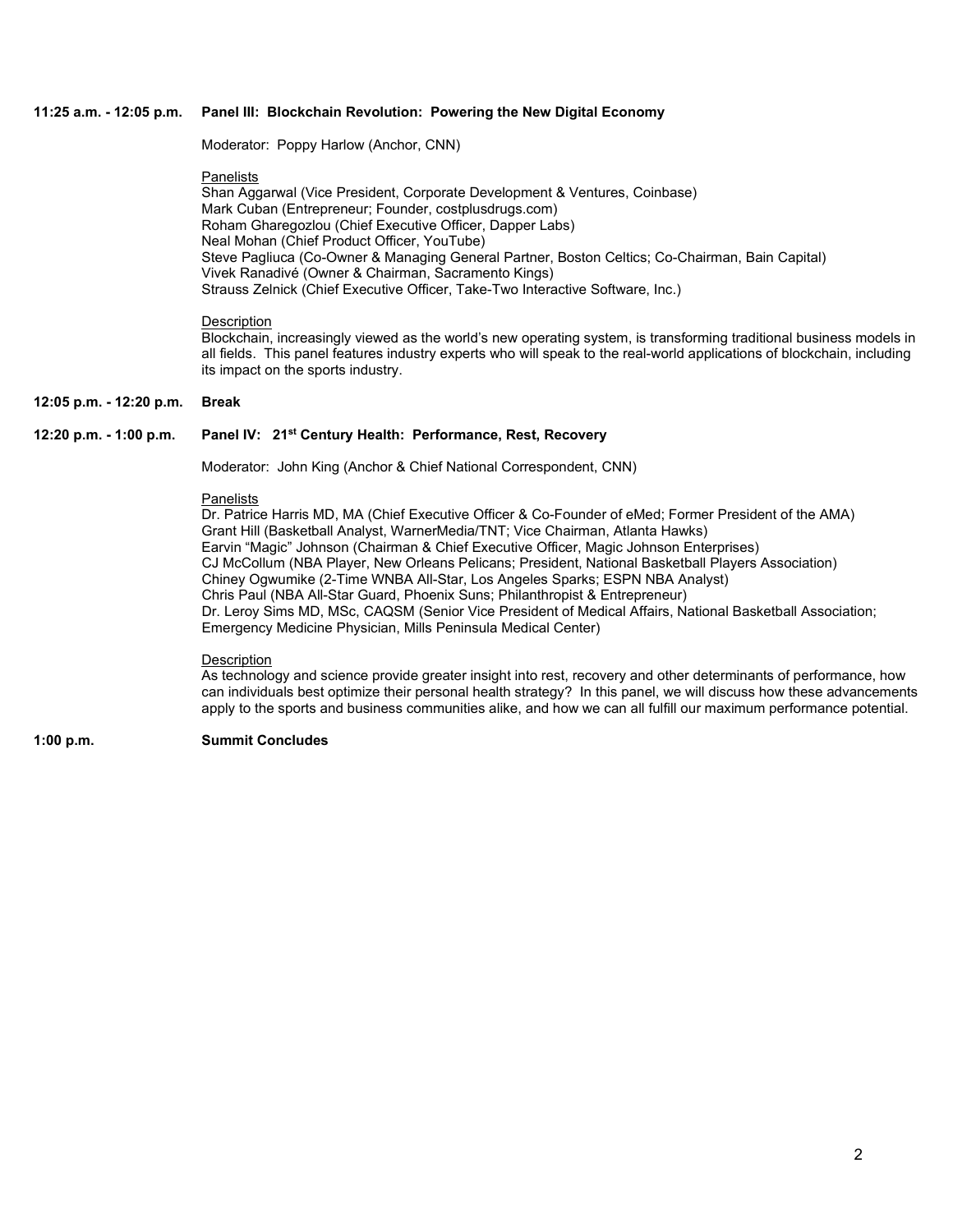**11:25 a.m. - 12:05 p.m.** **Panel III: Blockchain Revolution: Powering the New Digital Economy**

Moderator: Poppy Harlow (Anchor, CNN)

Panelists

Shan Aggarwal (Vice President, Corporate Development & Ventures, Coinbase)
Mark Cuban (Entrepreneur; Founder, costplusdrugs.com)
Roham Gharegozlou (Chief Executive Officer, Dapper Labs)
Neal Mohan (Chief Product Officer, YouTube)
Steve Pagliuca (Co-Owner & Managing General Partner, Boston Celtics; Co-Chairman, Bain Capital)
Vivek Ranadivé (Owner & Chairman, Sacramento Kings)
Strauss Zelnick (Chief Executive Officer, Take-Two Interactive Software, Inc.)

Description

Blockchain, increasingly viewed as the world's new operating system, is transforming traditional business models in all fields. This panel features industry experts who will speak to the real-world applications of blockchain, including its impact on the sports industry.

**12:05 p.m. - 12:20 p.m.** **Break**

**12:20 p.m. - 1:00 p.m.** **Panel IV: 21st Century Health: Performance, Rest, Recovery**

Moderator: John King (Anchor & Chief National Correspondent, CNN)

Panelists

Dr. Patrice Harris MD, MA (Chief Executive Officer & Co-Founder of eMed; Former President of the AMA)
Grant Hill (Basketball Analyst, WarnerMedia/TNT; Vice Chairman, Atlanta Hawks)
Earvin "Magic" Johnson (Chairman & Chief Executive Officer, Magic Johnson Enterprises)
CJ McCollum (NBA Player, New Orleans Pelicans; President, National Basketball Players Association)
Chiney Ogwumike (2-Time WNBA All-Star, Los Angeles Sparks; ESPN NBA Analyst)
Chris Paul (NBA All-Star Guard, Phoenix Suns; Philanthropist & Entrepreneur)
Dr. Leroy Sims MD, MSc, CAQSM (Senior Vice President of Medical Affairs, National Basketball Association; Emergency Medicine Physician, Mills Peninsula Medical Center)

Description

As technology and science provide greater insight into rest, recovery and other determinants of performance, how can individuals best optimize their personal health strategy? In this panel, we will discuss how these advancements apply to the sports and business communities alike, and how we can all fulfill our maximum performance potential.

**1:00 p.m.** **Summit Concludes**